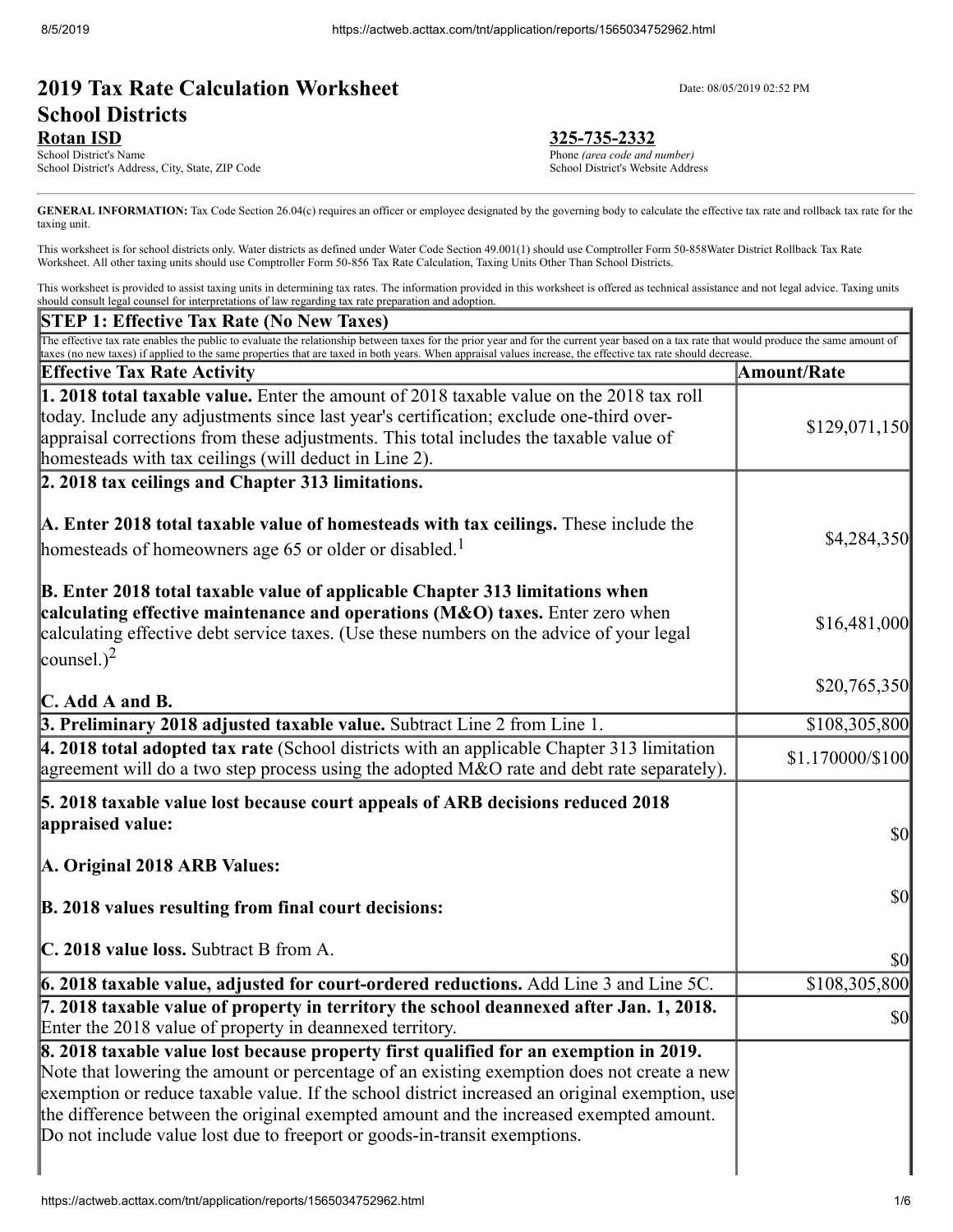# 2019 Tax Rate Calculation Worksheet School Districts

Date: 08/05/2019 02:52 PM

**Rotan ISD**
School District's Name
School District's Address, City, State, ZIP Code

**325-735-2332**
Phone *(area code and number)*
School District's Website Address

**GENERAL INFORMATION:** Tax Code Section 26.04(c) requires an officer or employee designated by the governing body to calculate the effective tax rate and rollback tax rate for the taxing unit.

This worksheet is for school districts only. Water districts as defined under Water Code Section 49.001(1) should use Comptroller Form 50-858Water District Rollback Tax Rate Worksheet. All other taxing units should use Comptroller Form 50-856 Tax Rate Calculation, Taxing Units Other Than School Districts.

This worksheet is provided to assist taxing units in determining tax rates. The information provided in this worksheet is offered as technical assistance and not legal advice. Taxing units should consult legal counsel for interpretations of law regarding tax rate preparation and adoption.

| **STEP 1: Effective Tax Rate (No New Taxes)** | |
|---|---|
| The effective tax rate enables the public to evaluate the relationship between taxes for the prior year and for the current year based on a tax rate that would produce the same amount of taxes (no new taxes) if applied to the same properties that are taxed in both years. When appraisal values increase, the effective tax rate should decrease. | |
| **Effective Tax Rate Activity** | **Amount/Rate** |
| **1. 2018 total taxable value.** Enter the amount of 2018 taxable value on the 2018 tax roll today. Include any adjustments since last year's certification; exclude one-third over-appraisal corrections from these adjustments. This total includes the taxable value of homesteads with tax ceilings (will deduct in Line 2). | $129,071,150 |
| **2. 2018 tax ceilings and Chapter 313 limitations.** | |
| **A. Enter 2018 total taxable value of homesteads with tax ceilings.** These include the homesteads of homeowners age 65 or older or disabled.[1] | $4,284,350 |
| **B. Enter 2018 total taxable value of applicable Chapter 313 limitations when calculating effective maintenance and operations (M&O) taxes.** Enter zero when calculating effective debt service taxes. (Use these numbers on the advice of your legal counsel.)[2] | $16,481,000 |
| **C. Add A and B.** | $20,765,350 |
| **3. Preliminary 2018 adjusted taxable value.** Subtract Line 2 from Line 1. | $108,305,800 |
| **4. 2018 total adopted tax rate** (School districts with an applicable Chapter 313 limitation agreement will do a two step process using the adopted M&O rate and debt rate separately). | $1.170000/$100 |
| **5. 2018 taxable value lost because court appeals of ARB decisions reduced 2018 appraised value:** | |
| **A. Original 2018 ARB Values:** | $0 |
| **B. 2018 values resulting from final court decisions:** | $0 |
| **C. 2018 value loss.** Subtract B from A. | $0 |
| **6. 2018 taxable value, adjusted for court-ordered reductions.** Add Line 3 and Line 5C. | $108,305,800 |
| **7. 2018 taxable value of property in territory the school deannexed after Jan. 1, 2018.** Enter the 2018 value of property in deannexed territory. | $0 |
| **8. 2018 taxable value lost because property first qualified for an exemption in 2019.** Note that lowering the amount or percentage of an existing exemption does not create a new exemption or reduce taxable value. If the school district increased an original exemption, use the difference between the original exempted amount and the increased exempted amount. Do not include value lost due to freeport or goods-in-transit exemptions. | |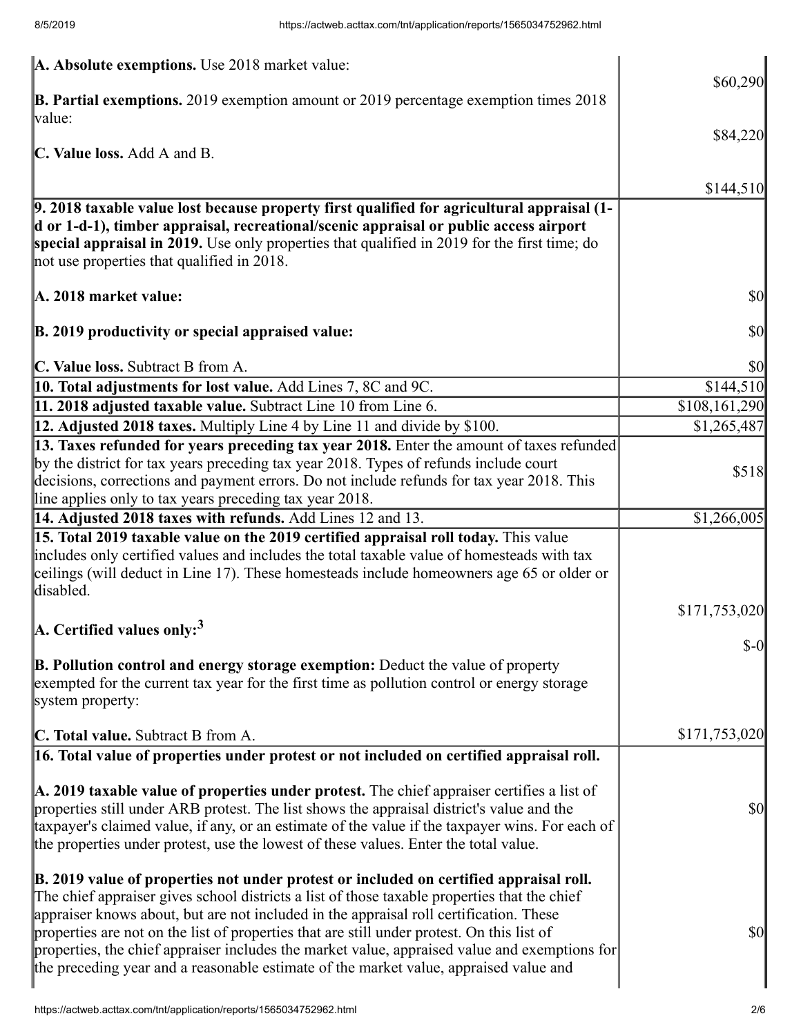| | |
|---|---|
| **A. Absolute exemptions.** Use 2018 market value:<br><br>**B. Partial exemptions.** 2019 exemption amount or 2019 percentage exemption times 2018 value:<br><br>**C. Value loss.** Add A and B. | $60,290<br><br>$84,220<br><br>$144,510 |
| **9. 2018 taxable value lost because property first qualified for agricultural appraisal (1-d or 1-d-1), timber appraisal, recreational/scenic appraisal or public access airport special appraisal in 2019.** Use only properties that qualified in 2019 for the first time; do not use properties that qualified in 2018.<br><br>**A. 2018 market value:**<br><br>**B. 2019 productivity or special appraised value:**<br><br>**C. Value loss.** Subtract B from A. | <br><br><br><br>$0<br><br>$0<br><br>$0 |
| **10. Total adjustments for lost value.** Add Lines 7, 8C and 9C. | $144,510 |
| **11. 2018 adjusted taxable value.** Subtract Line 10 from Line 6. | $108,161,290 |
| **12. Adjusted 2018 taxes.** Multiply Line 4 by Line 11 and divide by $100. | $1,265,487 |
| **13. Taxes refunded for years preceding tax year 2018.** Enter the amount of taxes refunded by the district for tax years preceding tax year 2018. Types of refunds include court decisions, corrections and payment errors. Do not include refunds for tax year 2018. This line applies only to tax years preceding tax year 2018. | $518 |
| **14. Adjusted 2018 taxes with refunds.** Add Lines 12 and 13. | $1,266,005 |
| **15. Total 2019 taxable value on the 2019 certified appraisal roll today.** This value includes only certified values and includes the total taxable value of homesteads with tax ceilings (will deduct in Line 17). These homesteads include homeowners age 65 or older or disabled.<br><br>**A. Certified values only:**[3]<br><br>**B. Pollution control and energy storage exemption:** Deduct the value of property exempted for the current tax year for the first time as pollution control or energy storage system property:<br><br>**C. Total value.** Subtract B from A. | <br><br><br>$171,753,020<br><br>$-0<br><br><br>$171,753,020 |
| **16. Total value of properties under protest or not included on certified appraisal roll.**<br><br>**A. 2019 taxable value of properties under protest.** The chief appraiser certifies a list of properties still under ARB protest. The list shows the appraisal district's value and the taxpayer's claimed value, if any, or an estimate of the value if the taxpayer wins. For each of the properties under protest, use the lowest of these values. Enter the total value.<br><br>**B. 2019 value of properties not under protest or included on certified appraisal roll.** The chief appraiser gives school districts a list of those taxable properties that the chief appraiser knows about, but are not included in the appraisal roll certification. These properties are not on the list of properties that are still under protest. On this list of properties, the chief appraiser includes the market value, appraised value and exemptions for the preceding year and a reasonable estimate of the market value, appraised value and | <br><br><br>$0<br><br><br><br>$0 |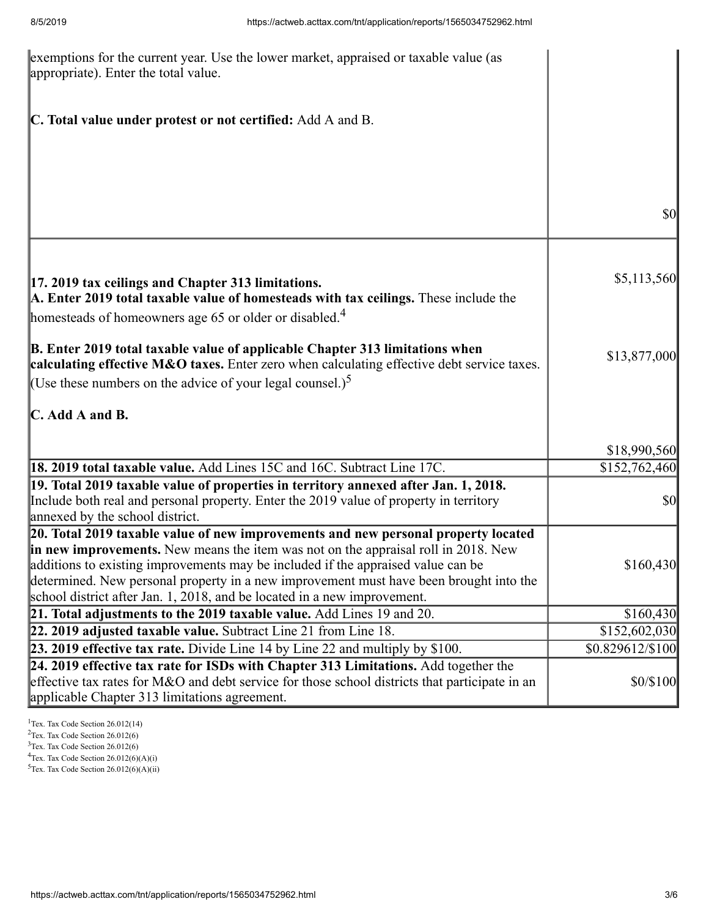| | |
|---|---|
| exemptions for the current year. Use the lower market, appraised or taxable value (as appropriate). Enter the total value.<br><br>**C. Total value under protest or not certified:** Add A and B. | $0 |
| **17. 2019 tax ceilings and Chapter 313 limitations.**<br>**A. Enter 2019 total taxable value of homesteads with tax ceilings.** These include the homesteads of homeowners age 65 or older or disabled.[4]<br><br>**B. Enter 2019 total taxable value of applicable Chapter 313 limitations when calculating effective M&O taxes.** Enter zero when calculating effective debt service taxes. (Use these numbers on the advice of your legal counsel.)[5]<br><br>**C. Add A and B.** | $5,113,560<br><br>$13,877,000<br><br>$18,990,560 |
| **18. 2019 total taxable value.** Add Lines 15C and 16C. Subtract Line 17C. | $152,762,460 |
| **19. Total 2019 taxable value of properties in territory annexed after Jan. 1, 2018.** Include both real and personal property. Enter the 2019 value of property in territory annexed by the school district. | $0 |
| **20. Total 2019 taxable value of new improvements and new personal property located in new improvements.** New means the item was not on the appraisal roll in 2018. New additions to existing improvements may be included if the appraised value can be determined. New personal property in a new improvement must have been brought into the school district after Jan. 1, 2018, and be located in a new improvement. | $160,430 |
| **21. Total adjustments to the 2019 taxable value.** Add Lines 19 and 20. | $160,430 |
| **22. 2019 adjusted taxable value.** Subtract Line 21 from Line 18. | $152,602,030 |
| **23. 2019 effective tax rate.** Divide Line 14 by Line 22 and multiply by $100. | $0.829612/$100 |
| **24. 2019 effective tax rate for ISDs with Chapter 313 Limitations.** Add together the effective tax rates for M&O and debt service for those school districts that participate in an applicable Chapter 313 limitations agreement. | $0/$100 |

[1] Tex. Tax Code Section 26.012(14)
[2] Tex. Tax Code Section 26.012(6)
[3] Tex. Tax Code Section 26.012(6)
[4] Tex. Tax Code Section 26.012(6)(A)(i)
[5] Tex. Tax Code Section 26.012(6)(A)(ii)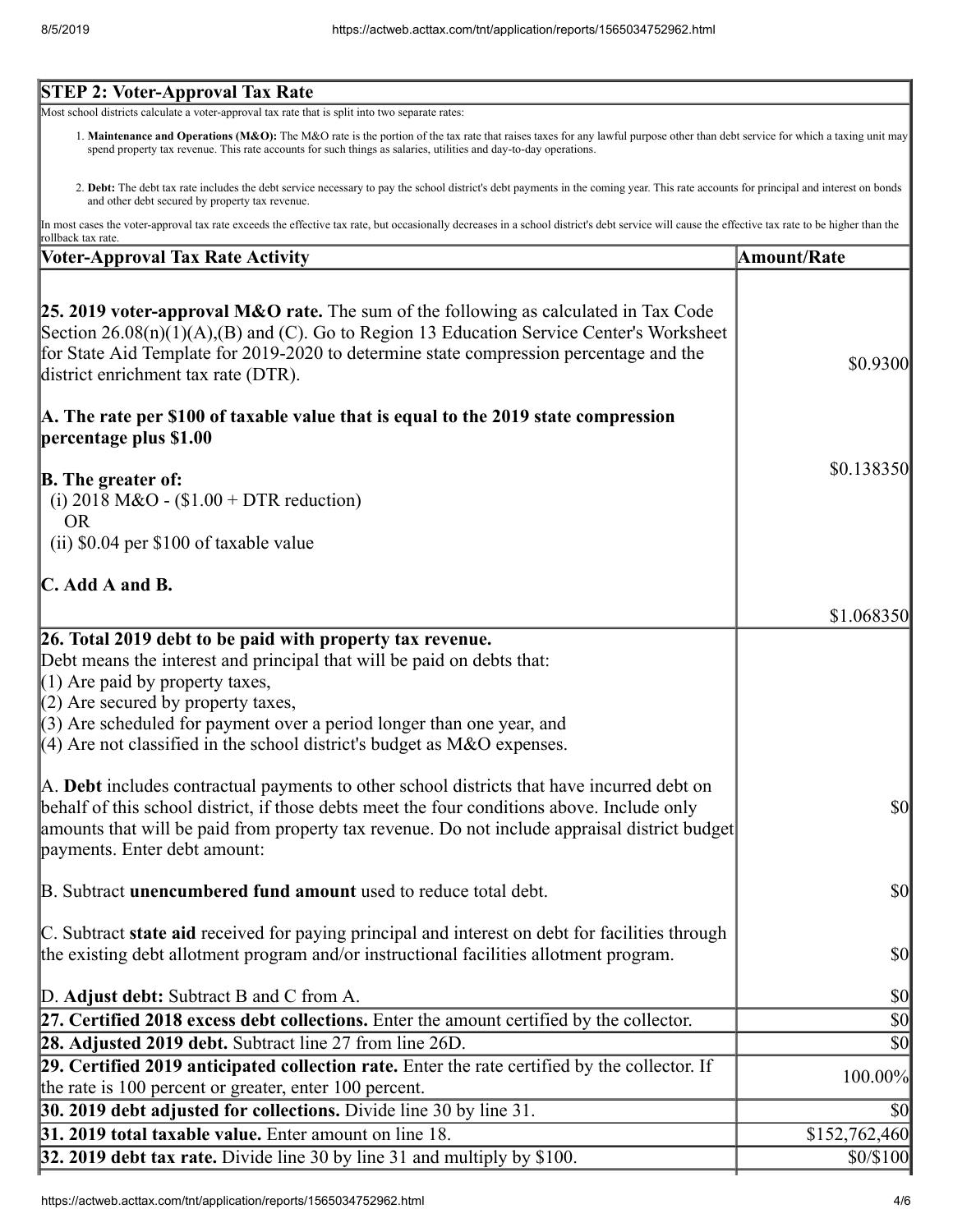## STEP 2: Voter-Approval Tax Rate

Most school districts calculate a voter-approval tax rate that is split into two separate rates:

1. **Maintenance and Operations (M&O):** The M&O rate is the portion of the tax rate that raises taxes for any lawful purpose other than debt service for which a taxing unit may spend property tax revenue. This rate accounts for such things as salaries, utilities and day-to-day operations.

2. **Debt:** The debt tax rate includes the debt service necessary to pay the school district's debt payments in the coming year. This rate accounts for principal and interest on bonds and other debt secured by property tax revenue.

In most cases the voter-approval tax rate exceeds the effective tax rate, but occasionally decreases in a school district's debt service will cause the effective tax rate to be higher than the rollback tax rate.

| Voter-Approval Tax Rate Activity | Amount/Rate |
|---|---|
| **25. 2019 voter-approval M&O rate.** The sum of the following as calculated in Tax Code Section 26.08(n)(1)(A),(B) and (C). Go to Region 13 Education Service Center's Worksheet for State Aid Template for 2019-2020 to determine state compression percentage and the district enrichment tax rate (DTR). | $0.9300 |
| **A. The rate per $100 of taxable value that is equal to the 2019 state compression percentage plus $1.00** | |
| **B. The greater of:** (i) 2018 M&O - ($1.00 + DTR reduction) OR (ii) $0.04 per $100 of taxable value | $0.138350 |
| **C. Add A and B.** | $1.068350 |
| **26. Total 2019 debt to be paid with property tax revenue.** Debt means the interest and principal that will be paid on debts that: (1) Are paid by property taxes, (2) Are secured by property taxes, (3) Are scheduled for payment over a period longer than one year, and (4) Are not classified in the school district's budget as M&O expenses. | |
| A. **Debt** includes contractual payments to other school districts that have incurred debt on behalf of this school district, if those debts meet the four conditions above. Include only amounts that will be paid from property tax revenue. Do not include appraisal district budget payments. Enter debt amount: | $0 |
| B. Subtract **unencumbered fund amount** used to reduce total debt. | $0 |
| C. Subtract **state aid** received for paying principal and interest on debt for facilities through the existing debt allotment program and/or instructional facilities allotment program. | $0 |
| D. **Adjust debt:** Subtract B and C from A. | $0 |
| **27. Certified 2018 excess debt collections.** Enter the amount certified by the collector. | $0 |
| **28. Adjusted 2019 debt.** Subtract line 27 from line 26D. | $0 |
| **29. Certified 2019 anticipated collection rate.** Enter the rate certified by the collector. If the rate is 100 percent or greater, enter 100 percent. | 100.00% |
| **30. 2019 debt adjusted for collections.** Divide line 30 by line 31. | $0 |
| **31. 2019 total taxable value.** Enter amount on line 18. | $152,762,460 |
| **32. 2019 debt tax rate.** Divide line 30 by line 31 and multiply by $100. | $0/$100 |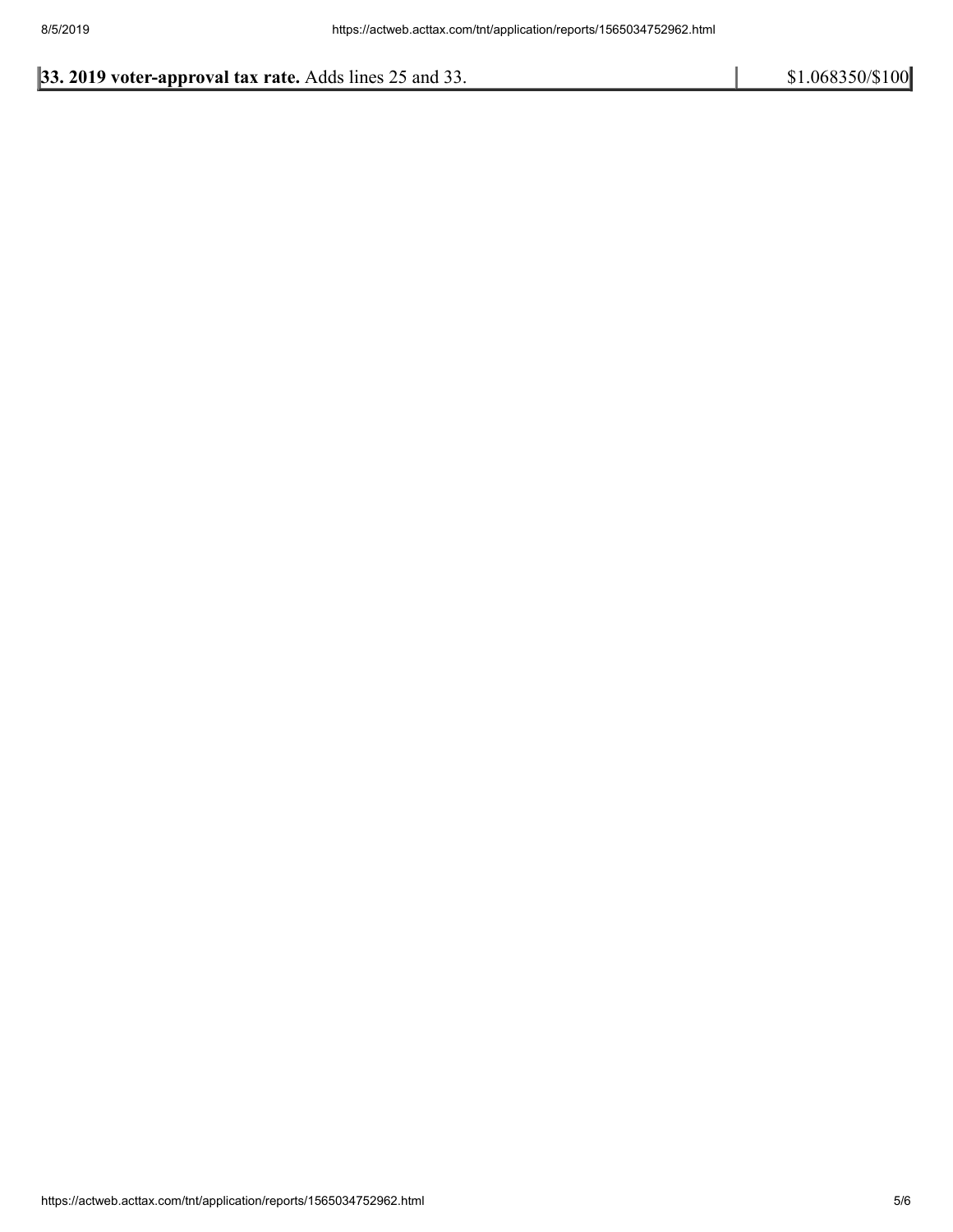| **33. 2019 voter-approval tax rate.** Adds lines 25 and 33. | $1.068350/$100 |
| --- | --- |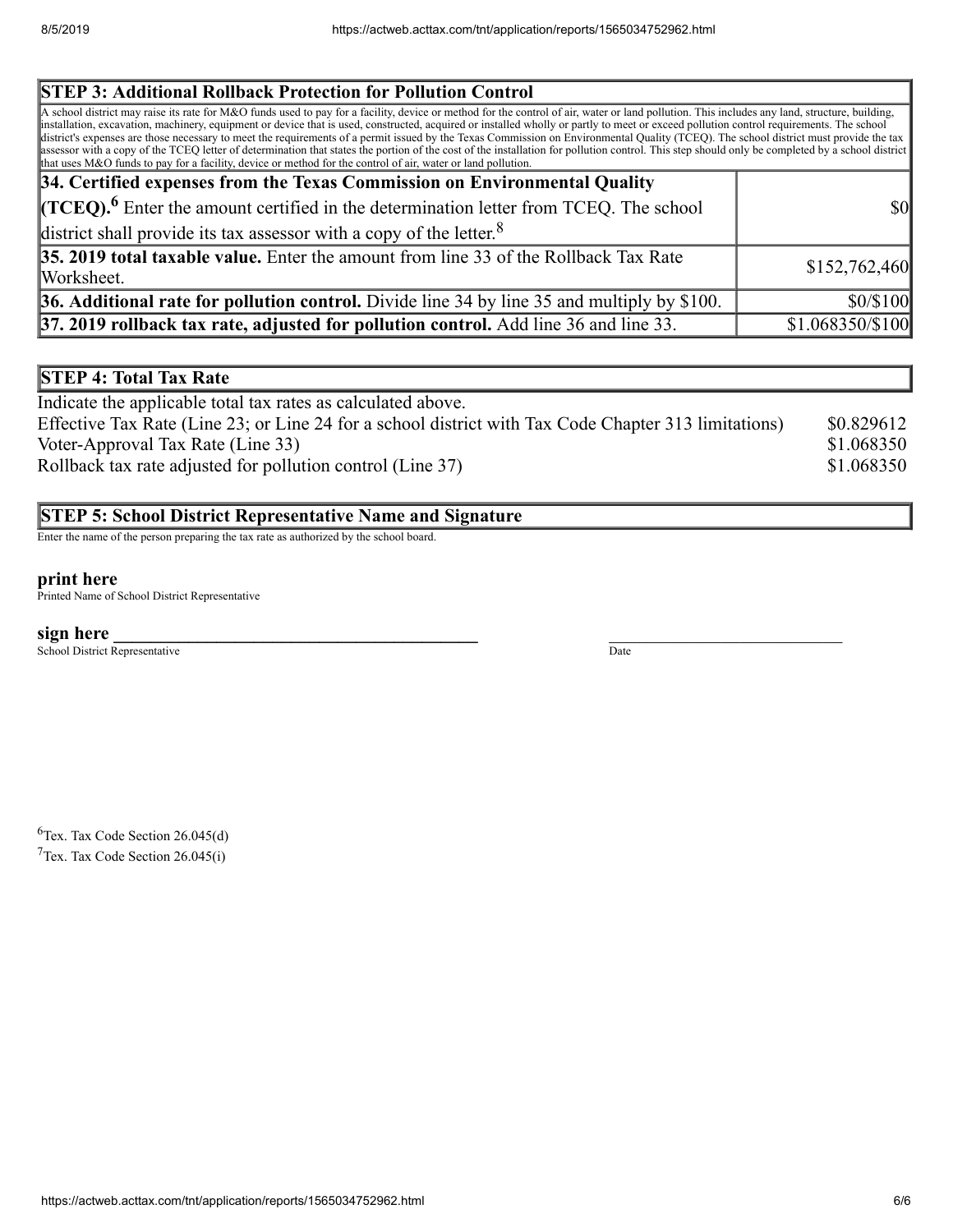| STEP 3: Additional Rollback Protection for Pollution Control | |
|---|---|
| A school district may raise its rate for M&O funds used to pay for a facility, device or method for the control of air, water or land pollution. This includes any land, structure, building, installation, excavation, machinery, equipment or device that is used, constructed, acquired or installed wholly or partly to meet or exceed pollution control requirements. The school district's expenses are those necessary to meet the requirements of a permit issued by the Texas Commission on Environmental Quality (TCEQ). The school district must provide the tax assessor with a copy of the TCEQ letter of determination that states the portion of the cost of the installation for pollution control. This step should only be completed by a school district that uses M&O funds to pay for a facility, device or method for the control of air, water or land pollution. | |
| **34. Certified expenses from the Texas Commission on Environmental Quality (TCEQ).**[6] Enter the amount certified in the determination letter from TCEQ. The school district shall provide its tax assessor with a copy of the letter.[8] | $0 |
| **35. 2019 total taxable value.** Enter the amount from line 33 of the Rollback Tax Rate Worksheet. | $152,762,460 |
| **36. Additional rate for pollution control.** Divide line 34 by line 35 and multiply by $100. | $0/$100 |
| **37. 2019 rollback tax rate, adjusted for pollution control.** Add line 36 and line 33. | $1.068350/$100 |

## STEP 4: Total Tax Rate

Indicate the applicable total tax rates as calculated above.

| | |
|---|---|
| Effective Tax Rate (Line 23; or Line 24 for a school district with Tax Code Chapter 313 limitations) | $0.829612 |
| Voter-Approval Tax Rate (Line 33) | $1.068350 |
| Rollback tax rate adjusted for pollution control (Line 37) | $1.068350 |

## STEP 5: School District Representative Name and Signature

Enter the name of the person preparing the tax rate as authorized by the school board.

**print here**
Printed Name of School District Representative

**sign here** ________________________________________ ______________________________
School District Representative Date

[6]Tex. Tax Code Section 26.045(d)
[7]Tex. Tax Code Section 26.045(i)